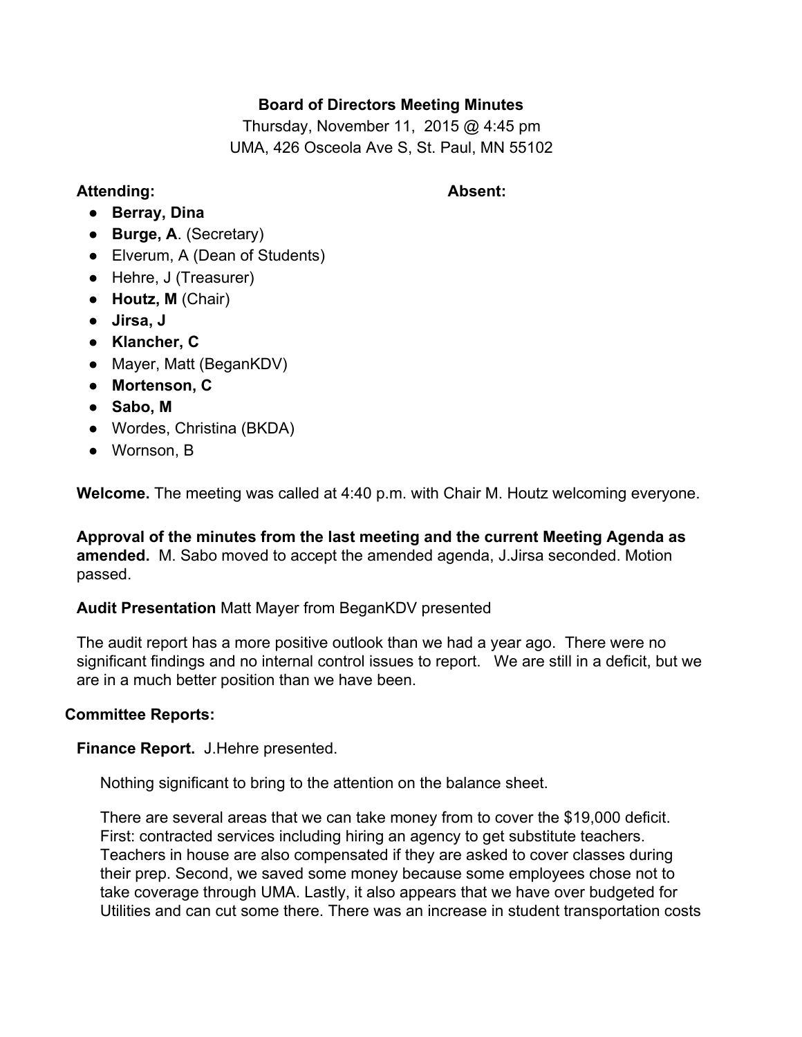**Board of Directors Meeting Minutes**

Thursday, November 11, 2015 @ 4:45 pm

UMA, 426 Osceola Ave S, St. Paul, MN 55102

**Attending:** **Absent:**

- **Berray, Dina**
- **Burge, A**. (Secretary)
- Elverum, A (Dean of Students)
- Hehre, J (Treasurer)
- **Houtz, M** (Chair)
- **Jirsa, J**
- **Klancher, C**
- Mayer, Matt (BeganKDV)
- **Mortenson, C**
- **Sabo, M**
- Wordes, Christina (BKDA)
- Wornson, B

**Welcome.** The meeting was called at 4:40 p.m. with Chair M. Houtz welcoming everyone.

**Approval of the minutes from the last meeting and the current Meeting Agenda as amended.** M. Sabo moved to accept the amended agenda, J.Jirsa seconded. Motion passed.

**Audit Presentation** Matt Mayer from BeganKDV presented

The audit report has a more positive outlook than we had a year ago. There were no significant findings and no internal control issues to report. We are still in a deficit, but we are in a much better position than we have been.

**Committee Reports:**

**Finance Report.** J.Hehre presented.

Nothing significant to bring to the attention on the balance sheet.

There are several areas that we can take money from to cover the $19,000 deficit. First: contracted services including hiring an agency to get substitute teachers. Teachers in house are also compensated if they are asked to cover classes during their prep. Second, we saved some money because some employees chose not to take coverage through UMA. Lastly, it also appears that we have over budgeted for Utilities and can cut some there. There was an increase in student transportation costs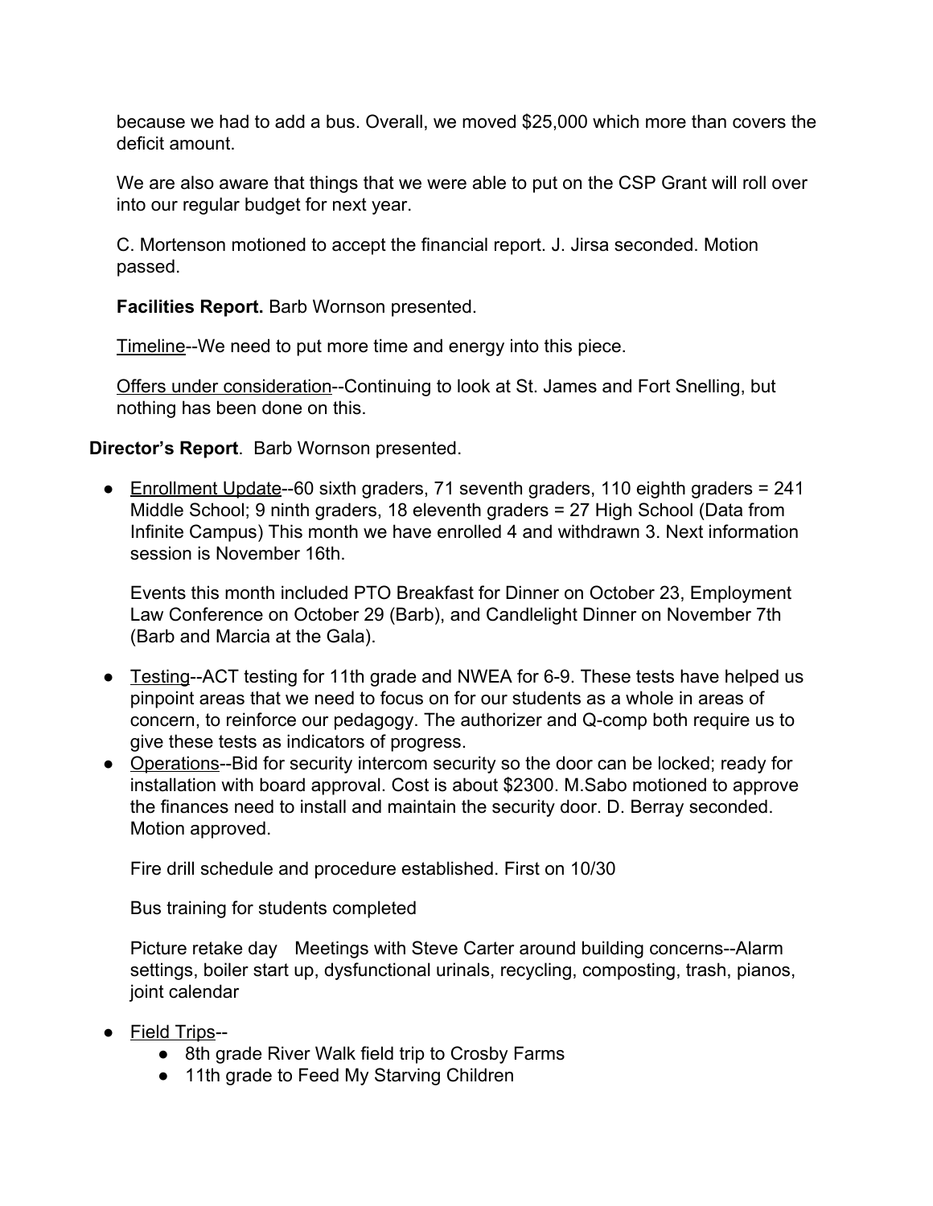because we had to add a bus. Overall, we moved $25,000 which more than covers the deficit amount.

We are also aware that things that we were able to put on the CSP Grant will roll over into our regular budget for next year.

C. Mortenson motioned to accept the financial report. J. Jirsa seconded. Motion passed.

**Facilities Report.** Barb Wornson presented.

Timeline--We need to put more time and energy into this piece.

Offers under consideration--Continuing to look at St. James and Fort Snelling, but nothing has been done on this.

**Director's Report**. Barb Wornson presented.

- Enrollment Update--60 sixth graders, 71 seventh graders, 110 eighth graders = 241 Middle School; 9 ninth graders, 18 eleventh graders = 27 High School (Data from Infinite Campus) This month we have enrolled 4 and withdrawn 3. Next information session is November 16th.

  Events this month included PTO Breakfast for Dinner on October 23, Employment Law Conference on October 29 (Barb), and Candlelight Dinner on November 7th (Barb and Marcia at the Gala).

- Testing--ACT testing for 11th grade and NWEA for 6-9. These tests have helped us pinpoint areas that we need to focus on for our students as a whole in areas of concern, to reinforce our pedagogy. The authorizer and Q-comp both require us to give these tests as indicators of progress.
- Operations--Bid for security intercom security so the door can be locked; ready for installation with board approval. Cost is about $2300. M.Sabo motioned to approve the finances need to install and maintain the security door. D. Berray seconded. Motion approved.

  Fire drill schedule and procedure established. First on 10/30

  Bus training for students completed

  Picture retake day   Meetings with Steve Carter around building concerns--Alarm settings, boiler start up, dysfunctional urinals, recycling, composting, trash, pianos, joint calendar

- Field Trips--
  - 8th grade River Walk field trip to Crosby Farms
  - 11th grade to Feed My Starving Children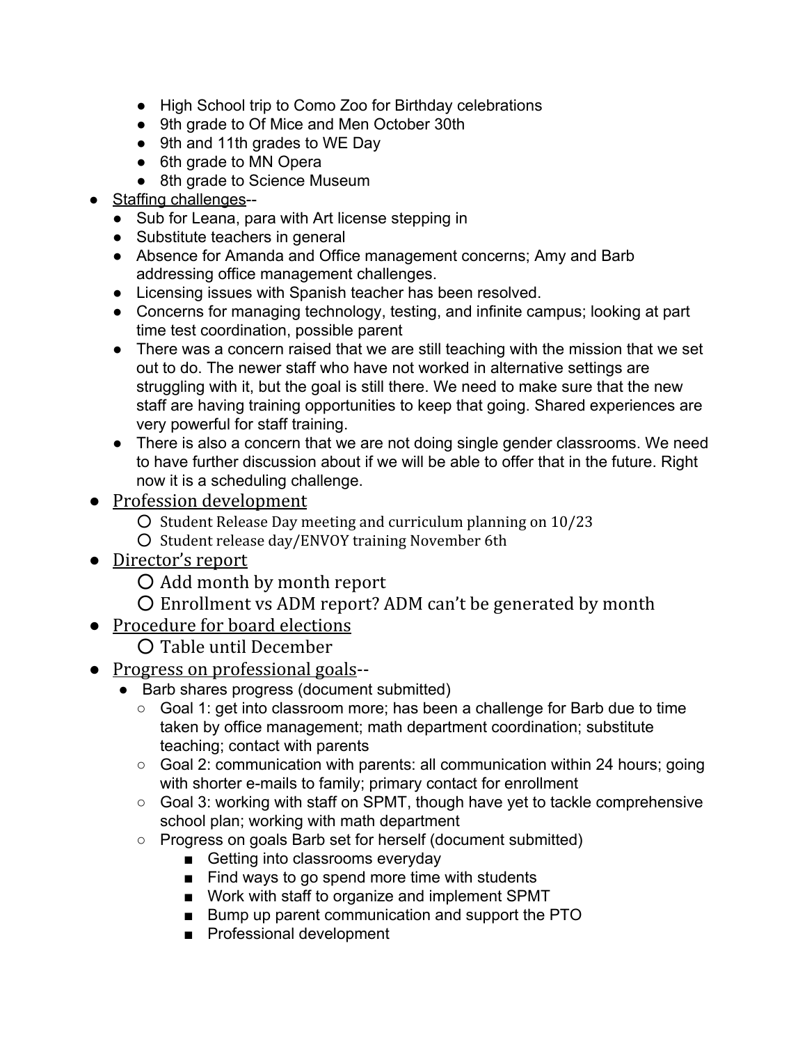- High School trip to Como Zoo for Birthday celebrations
- 9th grade to Of Mice and Men October 30th
- 9th and 11th grades to WE Day
- 6th grade to MN Opera
- 8th grade to Science Museum

- Staffing challenges--
  - Sub for Leana, para with Art license stepping in
  - Substitute teachers in general
  - Absence for Amanda and Office management concerns; Amy and Barb addressing office management challenges.
  - Licensing issues with Spanish teacher has been resolved.
  - Concerns for managing technology, testing, and infinite campus; looking at part time test coordination, possible parent
  - There was a concern raised that we are still teaching with the mission that we set out to do. The newer staff who have not worked in alternative settings are struggling with it, but the goal is still there. We need to make sure that the new staff are having training opportunities to keep that going. Shared experiences are very powerful for staff training.
  - There is also a concern that we are not doing single gender classrooms. We need to have further discussion about if we will be able to offer that in the future. Right now it is a scheduling challenge.
- Profession development
  - Student Release Day meeting and curriculum planning on 10/23
  - Student release day/ENVOY training November 6th
- Director's report
  - Add month by month report
  - Enrollment vs ADM report? ADM can't be generated by month
- Procedure for board elections
  - Table until December
- Progress on professional goals--
  - Barb shares progress (document submitted)
    - Goal 1: get into classroom more; has been a challenge for Barb due to time taken by office management; math department coordination; substitute teaching; contact with parents
    - Goal 2: communication with parents: all communication within 24 hours; going with shorter e-mails to family; primary contact for enrollment
    - Goal 3: working with staff on SPMT, though have yet to tackle comprehensive school plan; working with math department
    - Progress on goals Barb set for herself (document submitted)
      - Getting into classrooms everyday
      - Find ways to go spend more time with students
      - Work with staff to organize and implement SPMT
      - Bump up parent communication and support the PTO
      - Professional development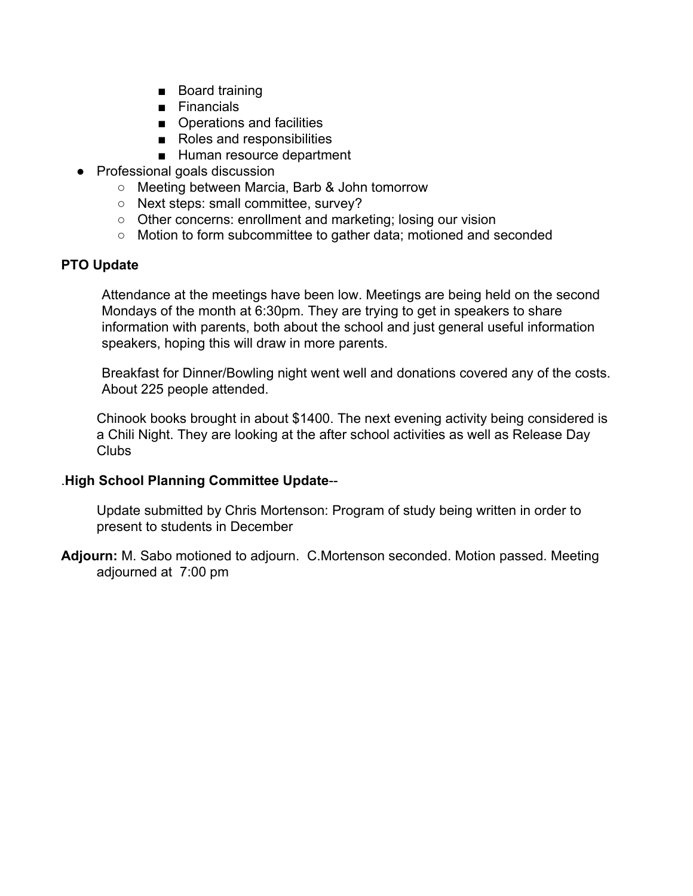- Board training
- Financials
- Operations and facilities
- Roles and responsibilities
- Human resource department

- Professional goals discussion
  - Meeting between Marcia, Barb & John tomorrow
  - Next steps: small committee, survey?
  - Other concerns: enrollment and marketing; losing our vision
  - Motion to form subcommittee to gather data; motioned and seconded

**PTO Update**

Attendance at the meetings have been low. Meetings are being held on the second Mondays of the month at 6:30pm. They are trying to get in speakers to share information with parents, both about the school and just general useful information speakers, hoping this will draw in more parents.

Breakfast for Dinner/Bowling night went well and donations covered any of the costs. About 225 people attended.

Chinook books brought in about $1400. The next evening activity being considered is a Chili Night. They are looking at the after school activities as well as Release Day Clubs

.**High School Planning Committee Update**--

Update submitted by Chris Mortenson: Program of study being written in order to present to students in December

**Adjourn:** M. Sabo motioned to adjourn. C.Mortenson seconded. Motion passed. Meeting adjourned at 7:00 pm